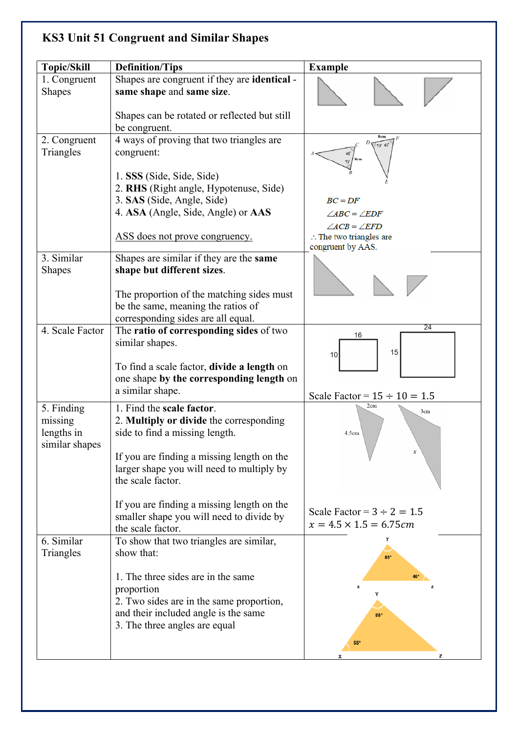# KS3 Unit 51 Congruent and Similar Shapes

| Topic/Skill | Definition/Tips | Example |
|---|---|---|
| 1. Congruent Shapes | Shapes are congruent if they are **identical** - **same shape** and **same size**.<br><br>Shapes can be rotated or reflected but still be congruent. | |
| 2. Congruent Triangles | 4 ways of proving that two triangles are congruent:<br><br>1. **SSS** (Side, Side, Side)<br>2. **RHS** (Right angle, Hypotenuse, Side)<br>3. **SAS** (Side, Angle, Side)<br>4. **ASA** (Angle, Side, Angle) or **AAS**<br><br>ASS does not prove congruency. | $BC = DF$<br>$\angle ABC = \angle EDF$<br>$\angle ACB = \angle EFD$<br>$\therefore$ The two triangles are congruent by AAS. |
| 3. Similar Shapes | Shapes are similar if they are the **same shape but different sizes**.<br><br>The proportion of the matching sides must be the same, meaning the ratios of corresponding sides are all equal. | |
| 4. Scale Factor | The **ratio of corresponding sides** of two similar shapes.<br><br>To find a scale factor, **divide a length** on one shape **by the corresponding length** on a similar shape. | Scale Factor = $15 \div 10 = 1.5$ |
| 5. Finding missing lengths in similar shapes | 1. Find the **scale factor**.<br>2. **Multiply or divide** the corresponding side to find a missing length.<br><br>If you are finding a missing length on the larger shape you will need to multiply by the scale factor.<br><br>If you are finding a missing length on the smaller shape you will need to divide by the scale factor. | Scale Factor = $3 \div 2 = 1.5$<br>$x = 4.5 \times 1.5 = 6.75cm$ |
| 6. Similar Triangles | To show that two triangles are similar, show that:<br><br>1. The three sides are in the same proportion<br>2. Two sides are in the same proportion, and their included angle is the same<br>3. The three angles are equal | |